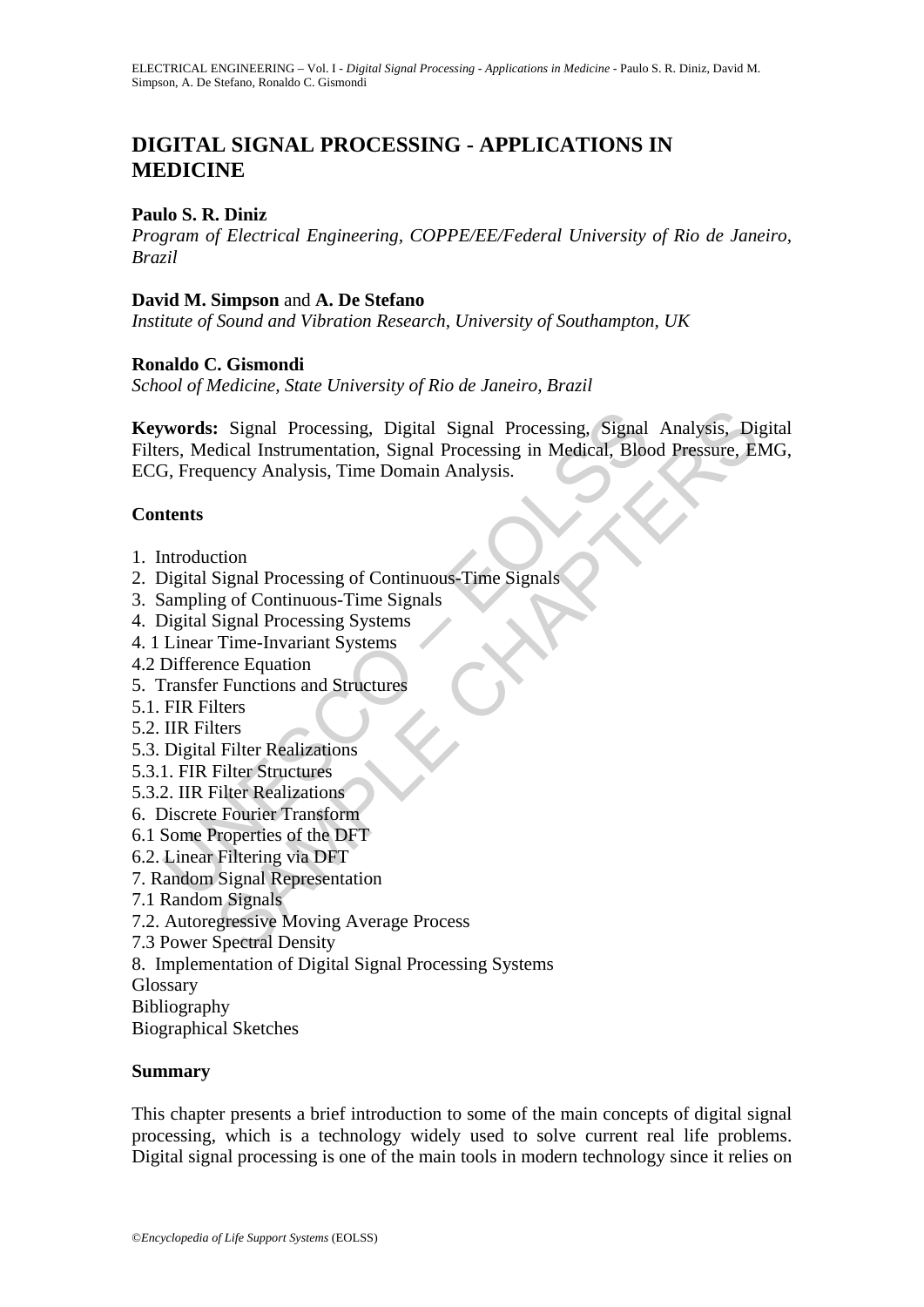# DIGITAL SIGNAL PROCESSING - APPLICATIONS IN MEDICINE

**Paulo S. R. Diniz**

*Program of Electrical Engineering, COPPE/EE/Federal University of Rio de Janeiro, Brazil*

**David M. Simpson** and **A. De Stefano**

*Institute of Sound and Vibration Research, University of Southampton, UK*

**Ronaldo C. Gismondi**

*School of Medicine, State University of Rio de Janeiro, Brazil*

**Keywords:** Signal Processing, Digital Signal Processing, Signal Analysis, Digital Filters, Medical Instrumentation, Signal Processing in Medical, Blood Pressure, EMG, ECG, Frequency Analysis, Time Domain Analysis.

## Contents

1. Introduction
2. Digital Signal Processing of Continuous-Time Signals
3. Sampling of Continuous-Time Signals
4. Digital Signal Processing Systems
4. 1 Linear Time-Invariant Systems
4.2 Difference Equation
5. Transfer Functions and Structures
5.1. FIR Filters
5.2. IIR Filters
5.3. Digital Filter Realizations
5.3.1. FIR Filter Structures
5.3.2. IIR Filter Realizations
6. Discrete Fourier Transform
6.1 Some Properties of the DFT
6.2. Linear Filtering via DFT
7. Random Signal Representation
7.1 Random Signals
7.2. Autoregressive Moving Average Process
7.3 Power Spectral Density
8. Implementation of Digital Signal Processing Systems

Glossary

Bibliography

Biographical Sketches

## Summary

This chapter presents a brief introduction to some of the main concepts of digital signal processing, which is a technology widely used to solve current real life problems. Digital signal processing is one of the main tools in modern technology since it relies on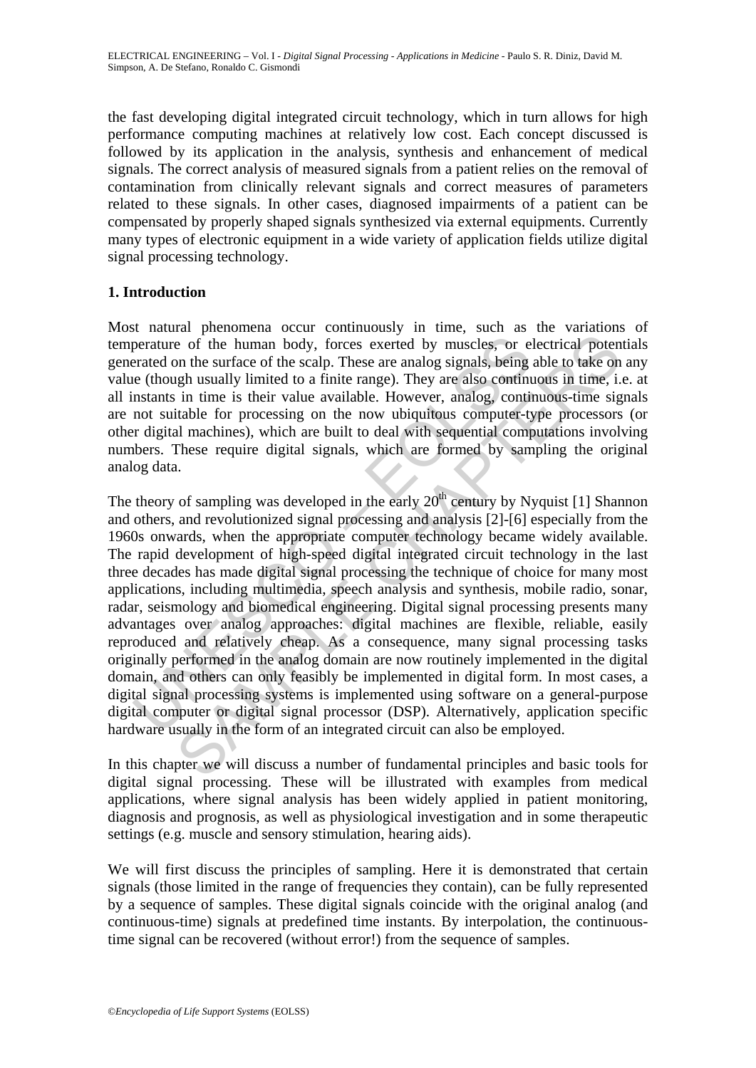the fast developing digital integrated circuit technology, which in turn allows for high performance computing machines at relatively low cost. Each concept discussed is followed by its application in the analysis, synthesis and enhancement of medical signals. The correct analysis of measured signals from a patient relies on the removal of contamination from clinically relevant signals and correct measures of parameters related to these signals. In other cases, diagnosed impairments of a patient can be compensated by properly shaped signals synthesized via external equipments. Currently many types of electronic equipment in a wide variety of application fields utilize digital signal processing technology.

## 1. Introduction

Most natural phenomena occur continuously in time, such as the variations of temperature of the human body, forces exerted by muscles, or electrical potentials generated on the surface of the scalp. These are analog signals, being able to take on any value (though usually limited to a finite range). They are also continuous in time, i.e. at all instants in time is their value available. However, analog, continuous-time signals are not suitable for processing on the now ubiquitous computer-type processors (or other digital machines), which are built to deal with sequential computations involving numbers. These require digital signals, which are formed by sampling the original analog data.

The theory of sampling was developed in the early 20th century by Nyquist [1] Shannon and others, and revolutionized signal processing and analysis [2]-[6] especially from the 1960s onwards, when the appropriate computer technology became widely available. The rapid development of high-speed digital integrated circuit technology in the last three decades has made digital signal processing the technique of choice for many most applications, including multimedia, speech analysis and synthesis, mobile radio, sonar, radar, seismology and biomedical engineering. Digital signal processing presents many advantages over analog approaches: digital machines are flexible, reliable, easily reproduced and relatively cheap. As a consequence, many signal processing tasks originally performed in the analog domain are now routinely implemented in the digital domain, and others can only feasibly be implemented in digital form. In most cases, a digital signal processing systems is implemented using software on a general-purpose digital computer or digital signal processor (DSP). Alternatively, application specific hardware usually in the form of an integrated circuit can also be employed.

In this chapter we will discuss a number of fundamental principles and basic tools for digital signal processing. These will be illustrated with examples from medical applications, where signal analysis has been widely applied in patient monitoring, diagnosis and prognosis, as well as physiological investigation and in some therapeutic settings (e.g. muscle and sensory stimulation, hearing aids).

We will first discuss the principles of sampling. Here it is demonstrated that certain signals (those limited in the range of frequencies they contain), can be fully represented by a sequence of samples. These digital signals coincide with the original analog (and continuous-time) signals at predefined time instants. By interpolation, the continuous-time signal can be recovered (without error!) from the sequence of samples.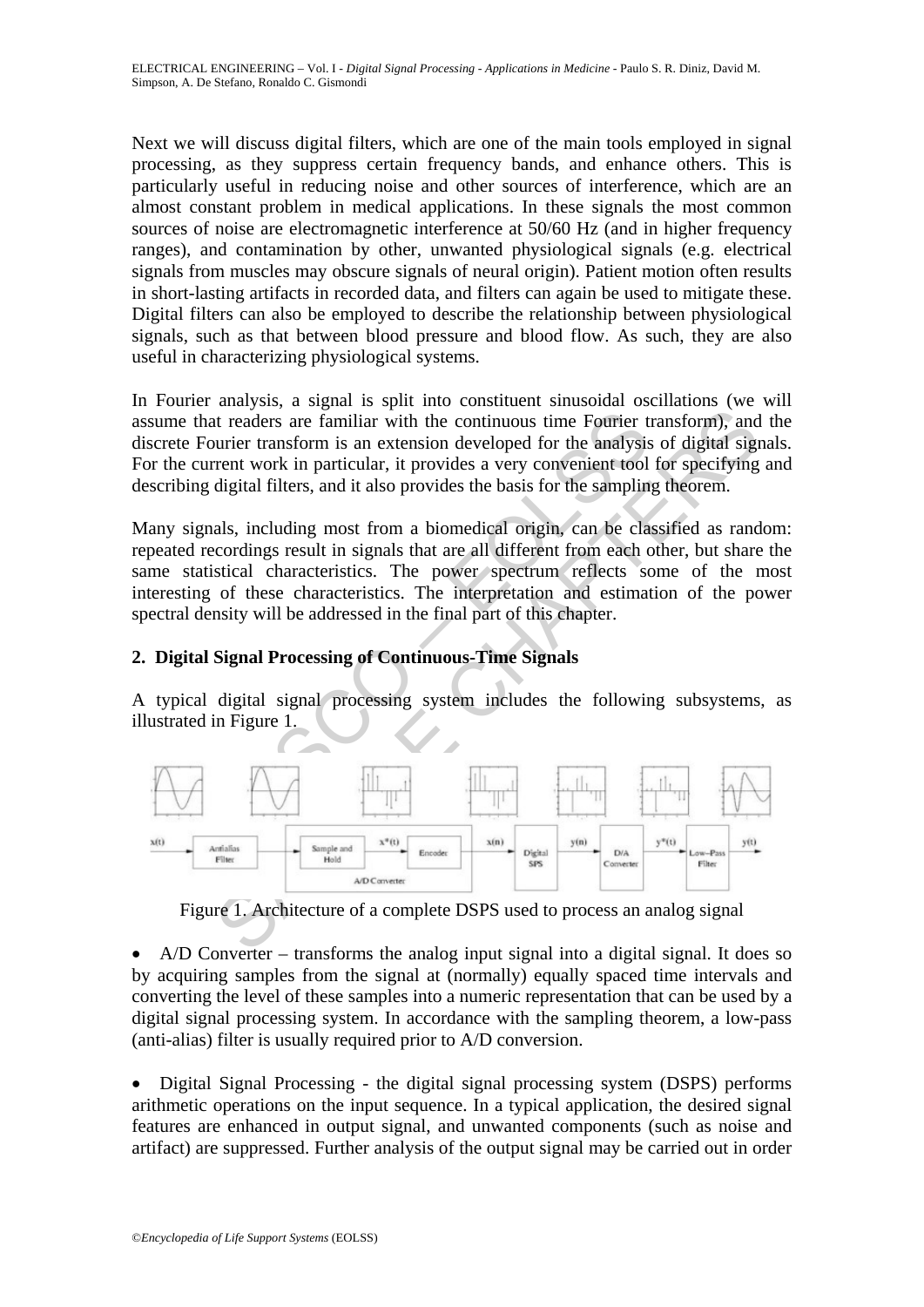Next we will discuss digital filters, which are one of the main tools employed in signal processing, as they suppress certain frequency bands, and enhance others. This is particularly useful in reducing noise and other sources of interference, which are an almost constant problem in medical applications. In these signals the most common sources of noise are electromagnetic interference at 50/60 Hz (and in higher frequency ranges), and contamination by other, unwanted physiological signals (e.g. electrical signals from muscles may obscure signals of neural origin). Patient motion often results in short-lasting artifacts in recorded data, and filters can again be used to mitigate these. Digital filters can also be employed to describe the relationship between physiological signals, such as that between blood pressure and blood flow. As such, they are also useful in characterizing physiological systems.

In Fourier analysis, a signal is split into constituent sinusoidal oscillations (we will assume that readers are familiar with the continuous time Fourier transform), and the discrete Fourier transform is an extension developed for the analysis of digital signals. For the current work in particular, it provides a very convenient tool for specifying and describing digital filters, and it also provides the basis for the sampling theorem.

Many signals, including most from a biomedical origin, can be classified as random: repeated recordings result in signals that are all different from each other, but share the same statistical characteristics. The power spectrum reflects some of the most interesting of these characteristics. The interpretation and estimation of the power spectral density will be addressed in the final part of this chapter.

## 2. Digital Signal Processing of Continuous-Time Signals

A typical digital signal processing system includes the following subsystems, as illustrated in Figure 1.

Figure 1. Architecture of a complete DSPS used to process an analog signal

- A/D Converter – transforms the analog input signal into a digital signal. It does so by acquiring samples from the signal at (normally) equally spaced time intervals and converting the level of these samples into a numeric representation that can be used by a digital signal processing system. In accordance with the sampling theorem, a low-pass (anti-alias) filter is usually required prior to A/D conversion.

- Digital Signal Processing - the digital signal processing system (DSPS) performs arithmetic operations on the input sequence. In a typical application, the desired signal features are enhanced in output signal, and unwanted components (such as noise and artifact) are suppressed. Further analysis of the output signal may be carried out in order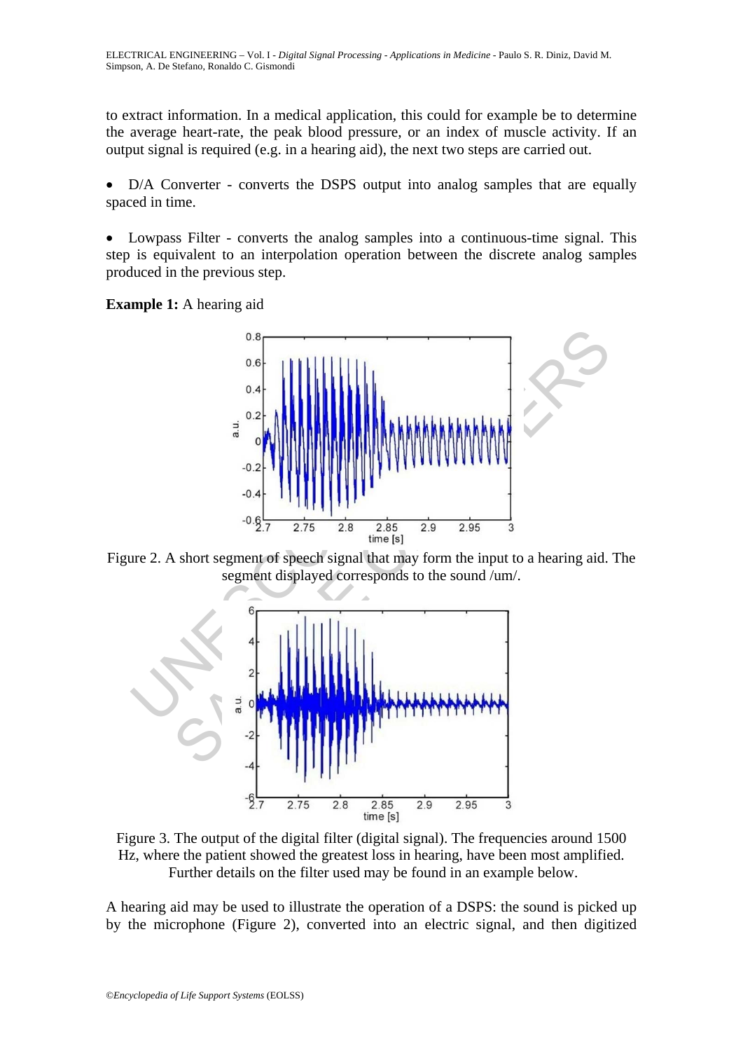to extract information. In a medical application, this could for example be to determine the average heart-rate, the peak blood pressure, or an index of muscle activity. If an output signal is required (e.g. in a hearing aid), the next two steps are carried out.

- D/A Converter - converts the DSPS output into analog samples that are equally spaced in time.

- Lowpass Filter - converts the analog samples into a continuous-time signal. This step is equivalent to an interpolation operation between the discrete analog samples produced in the previous step.

**Example 1:** A hearing aid

Figure 2. A short segment of speech signal that may form the input to a hearing aid. The segment displayed corresponds to the sound /um/.

Figure 3. The output of the digital filter (digital signal). The frequencies around 1500 Hz, where the patient showed the greatest loss in hearing, have been most amplified. Further details on the filter used may be found in an example below.

A hearing aid may be used to illustrate the operation of a DSPS: the sound is picked up by the microphone (Figure 2), converted into an electric signal, and then digitized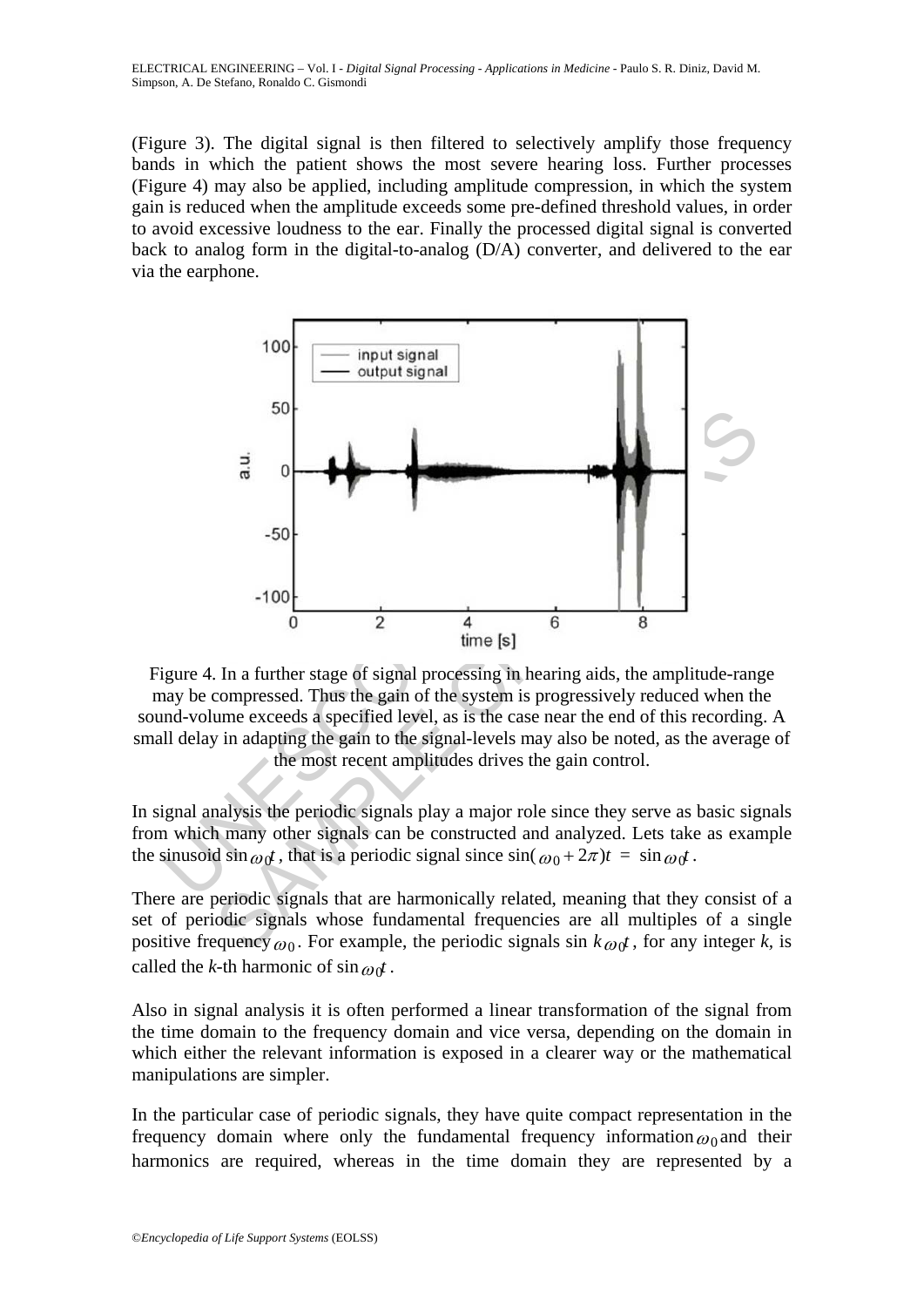(Figure 3). The digital signal is then filtered to selectively amplify those frequency bands in which the patient shows the most severe hearing loss. Further processes (Figure 4) may also be applied, including amplitude compression, in which the system gain is reduced when the amplitude exceeds some pre-defined threshold values, in order to avoid excessive loudness to the ear. Finally the processed digital signal is converted back to analog form in the digital-to-analog (D/A) converter, and delivered to the ear via the earphone.

Figure 4. In a further stage of signal processing in hearing aids, the amplitude-range may be compressed. Thus the gain of the system is progressively reduced when the sound-volume exceeds a specified level, as is the case near the end of this recording. A small delay in adapting the gain to the signal-levels may also be noted, as the average of the most recent amplitudes drives the gain control.

In signal analysis the periodic signals play a major role since they serve as basic signals from which many other signals can be constructed and analyzed. Lets take as example the sinusoid $\sin \omega_0 t$, that is a periodic signal since $\sin(\omega_0 + 2\pi)t = \sin \omega_0 t$.

There are periodic signals that are harmonically related, meaning that they consist of a set of periodic signals whose fundamental frequencies are all multiples of a single positive frequency $\omega_0$. For example, the periodic signals $\sin k\omega_0 t$, for any integer *k*, is called the *k*-th harmonic of $\sin \omega_0 t$.

Also in signal analysis it is often performed a linear transformation of the signal from the time domain to the frequency domain and vice versa, depending on the domain in which either the relevant information is exposed in a clearer way or the mathematical manipulations are simpler.

In the particular case of periodic signals, they have quite compact representation in the frequency domain where only the fundamental frequency information $\omega_0$ and their harmonics are required, whereas in the time domain they are represented by a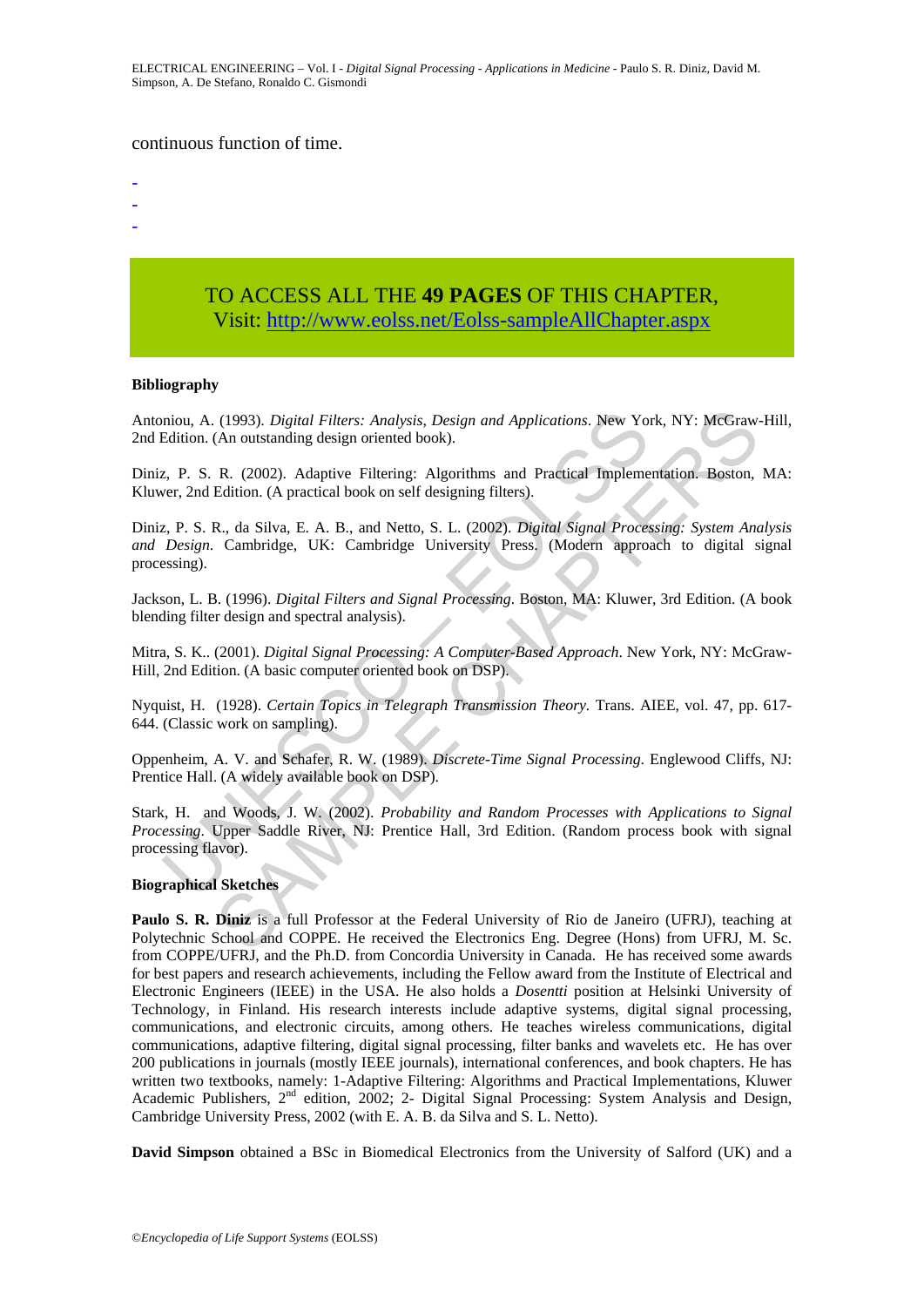continuous function of time.

-
-
-

TO ACCESS ALL THE **49 PAGES** OF THIS CHAPTER,
Visit: http://www.eolss.net/Eolss-sampleAllChapter.aspx

**Bibliography**

Antoniou, A. (1993). *Digital Filters: Analysis, Design and Applications*. New York, NY: McGraw-Hill, 2nd Edition. (An outstanding design oriented book).

Diniz, P. S. R. (2002). Adaptive Filtering: Algorithms and Practical Implementation. Boston, MA: Kluwer, 2nd Edition. (A practical book on self designing filters).

Diniz, P. S. R., da Silva, E. A. B., and Netto, S. L. (2002). *Digital Signal Processing: System Analysis and Design*. Cambridge, UK: Cambridge University Press. (Modern approach to digital signal processing).

Jackson, L. B. (1996). *Digital Filters and Signal Processing*. Boston, MA: Kluwer, 3rd Edition. (A book blending filter design and spectral analysis).

Mitra, S. K.. (2001). *Digital Signal Processing: A Computer-Based Approach*. New York, NY: McGraw-Hill, 2nd Edition. (A basic computer oriented book on DSP).

Nyquist, H. (1928). *Certain Topics in Telegraph Transmission Theory*. Trans. AIEE, vol. 47, pp. 617-644. (Classic work on sampling).

Oppenheim, A. V. and Schafer, R. W. (1989). *Discrete-Time Signal Processing*. Englewood Cliffs, NJ: Prentice Hall. (A widely available book on DSP).

Stark, H. and Woods, J. W. (2002). *Probability and Random Processes with Applications to Signal Processing*. Upper Saddle River, NJ: Prentice Hall, 3rd Edition. (Random process book with signal processing flavor).

**Biographical Sketches**

**Paulo S. R. Diniz** is a full Professor at the Federal University of Rio de Janeiro (UFRJ), teaching at Polytechnic School and COPPE. He received the Electronics Eng. Degree (Hons) from UFRJ, M. Sc. from COPPE/UFRJ, and the Ph.D. from Concordia University in Canada. He has received some awards for best papers and research achievements, including the Fellow award from the Institute of Electrical and Electronic Engineers (IEEE) in the USA. He also holds a *Dosentti* position at Helsinki University of Technology, in Finland. His research interests include adaptive systems, digital signal processing, communications, and electronic circuits, among others. He teaches wireless communications, digital communications, adaptive filtering, digital signal processing, filter banks and wavelets etc. He has over 200 publications in journals (mostly IEEE journals), international conferences, and book chapters. He has written two textbooks, namely: 1-Adaptive Filtering: Algorithms and Practical Implementations, Kluwer Academic Publishers, 2nd edition, 2002; 2- Digital Signal Processing: System Analysis and Design, Cambridge University Press, 2002 (with E. A. B. da Silva and S. L. Netto).

**David Simpson** obtained a BSc in Biomedical Electronics from the University of Salford (UK) and a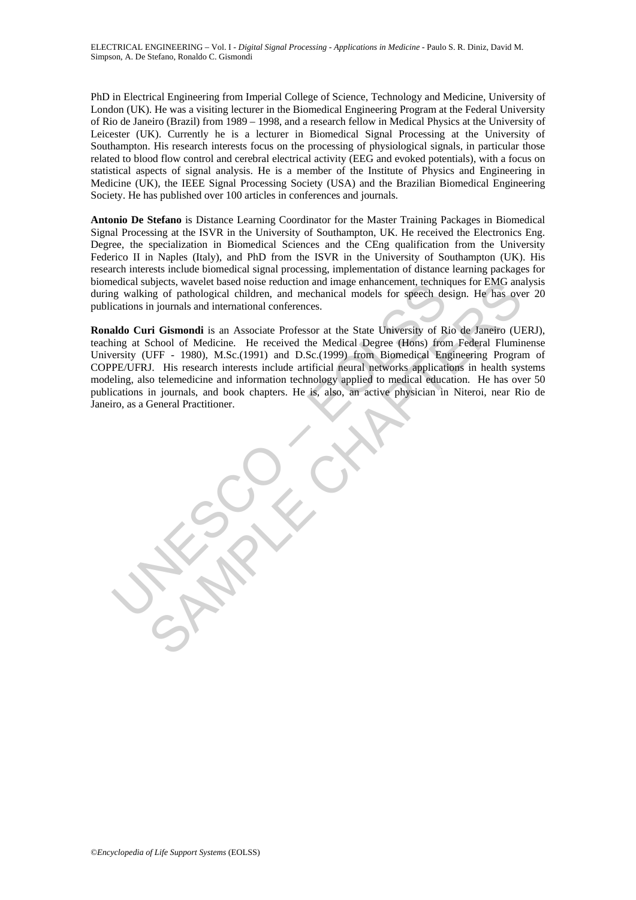PhD in Electrical Engineering from Imperial College of Science, Technology and Medicine, University of London (UK). He was a visiting lecturer in the Biomedical Engineering Program at the Federal University of Rio de Janeiro (Brazil) from 1989 – 1998, and a research fellow in Medical Physics at the University of Leicester (UK). Currently he is a lecturer in Biomedical Signal Processing at the University of Southampton. His research interests focus on the processing of physiological signals, in particular those related to blood flow control and cerebral electrical activity (EEG and evoked potentials), with a focus on statistical aspects of signal analysis. He is a member of the Institute of Physics and Engineering in Medicine (UK), the IEEE Signal Processing Society (USA) and the Brazilian Biomedical Engineering Society. He has published over 100 articles in conferences and journals.

**Antonio De Stefano** is Distance Learning Coordinator for the Master Training Packages in Biomedical Signal Processing at the ISVR in the University of Southampton, UK. He received the Electronics Eng. Degree, the specialization in Biomedical Sciences and the CEng qualification from the University Federico II in Naples (Italy), and PhD from the ISVR in the University of Southampton (UK). His research interests include biomedical signal processing, implementation of distance learning packages for biomedical subjects, wavelet based noise reduction and image enhancement, techniques for EMG analysis during walking of pathological children, and mechanical models for speech design. He has over 20 publications in journals and international conferences.

**Ronaldo Curi Gismondi** is an Associate Professor at the State University of Rio de Janeiro (UERJ), teaching at School of Medicine. He received the Medical Degree (Hons) from Federal Fluminense University (UFF - 1980), M.Sc.(1991) and D.Sc.(1999) from Biomedical Engineering Program of COPPE/UFRJ. His research interests include artificial neural networks applications in health systems modeling, also telemedicine and information technology applied to medical education. He has over 50 publications in journals, and book chapters. He is, also, an active physician in Niteroi, near Rio de Janeiro, as a General Practitioner.